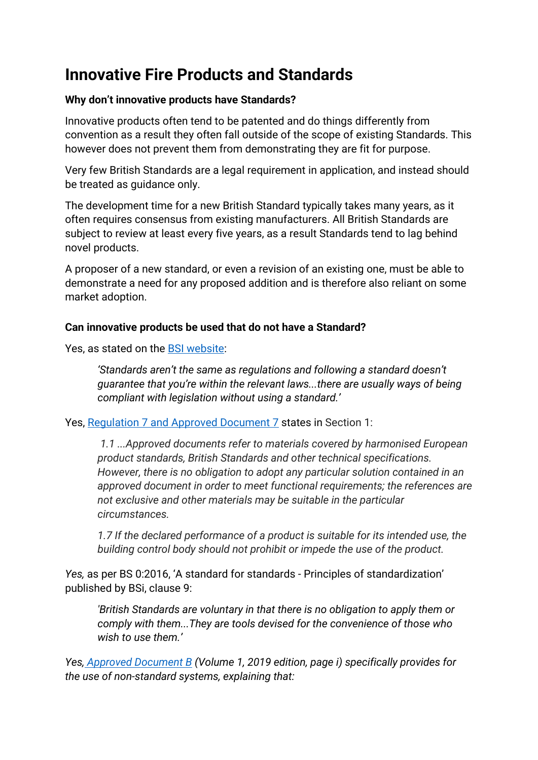# Innovative Fire Products and Standards

**Why don't innovative products have Standards?**

Innovative products often tend to be patented and do things differently from convention as a result they often fall outside of the scope of existing Standards. This however does not prevent them from demonstrating they are fit for purpose.

Very few British Standards are a legal requirement in application, and instead should be treated as guidance only.

The development time for a new British Standard typically takes many years, as it often requires consensus from existing manufacturers. All British Standards are subject to review at least every five years, as a result Standards tend to lag behind novel products.

A proposer of a new standard, or even a revision of an existing one, must be able to demonstrate a need for any proposed addition and is therefore also reliant on some market adoption.

**Can innovative products be used that do not have a Standard?**

Yes, as stated on the BSI website:

> *'Standards aren't the same as regulations and following a standard doesn't guarantee that you're within the relevant laws...there are usually ways of being compliant with legislation without using a standard.'*

Yes, Regulation 7 and Approved Document 7 states in Section 1:

> *1.1 ...Approved documents refer to materials covered by harmonised European product standards, British Standards and other technical specifications. However, there is no obligation to adopt any particular solution contained in an approved document in order to meet functional requirements; the references are not exclusive and other materials may be suitable in the particular circumstances.*
>
> *1.7 If the declared performance of a product is suitable for its intended use, the building control body should not prohibit or impede the use of the product.*

*Yes,* as per BS 0:2016, 'A standard for standards - Principles of standardization' published by BSi, clause 9:

> *'British Standards are voluntary in that there is no obligation to apply them or comply with them...They are tools devised for the convenience of those who wish to use them.'*

*Yes, Approved Document B (Volume 1, 2019 edition, page i) specifically provides for the use of non-standard systems, explaining that:*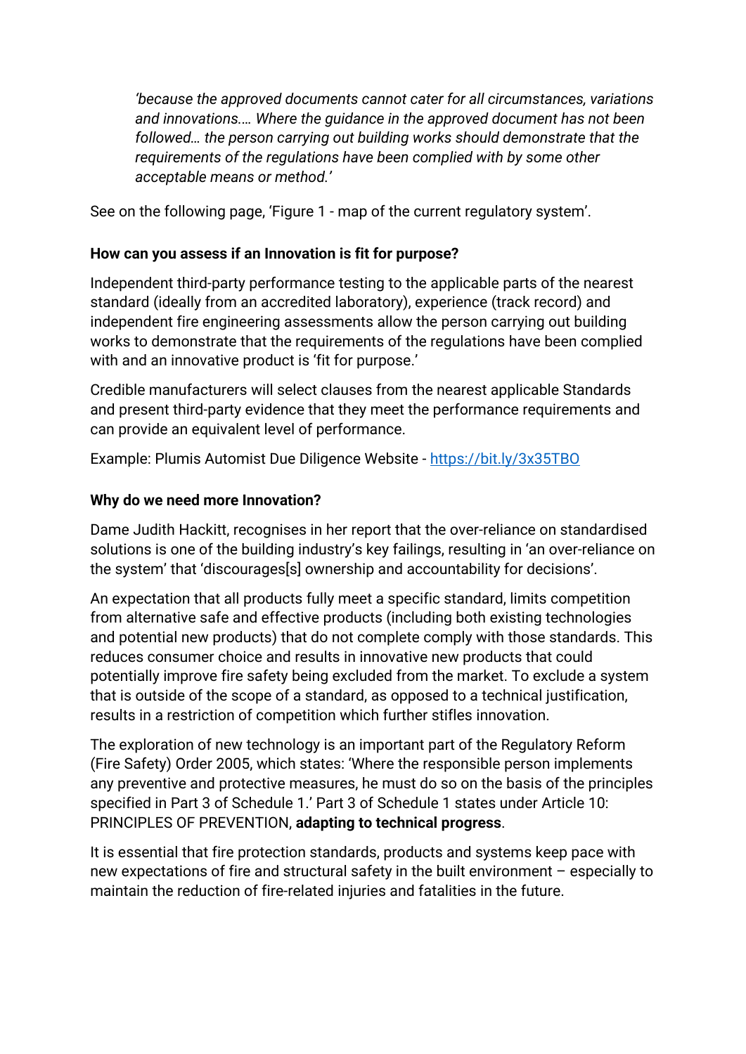> *'because the approved documents cannot cater for all circumstances, variations and innovations.… Where the guidance in the approved document has not been followed… the person carrying out building works should demonstrate that the requirements of the regulations have been complied with by some other acceptable means or method.'*

See on the following page, 'Figure 1 - map of the current regulatory system'.

**How can you assess if an Innovation is fit for purpose?**

Independent third-party performance testing to the applicable parts of the nearest standard (ideally from an accredited laboratory), experience (track record) and independent fire engineering assessments allow the person carrying out building works to demonstrate that the requirements of the regulations have been complied with and an innovative product is 'fit for purpose.'

Credible manufacturers will select clauses from the nearest applicable Standards and present third-party evidence that they meet the performance requirements and can provide an equivalent level of performance.

Example: Plumis Automist Due Diligence Website - [https://bit.ly/3x35TBO](https://bit.ly/3x35TBO)

**Why do we need more Innovation?**

Dame Judith Hackitt, recognises in her report that the over-reliance on standardised solutions is one of the building industry's key failings, resulting in 'an over-reliance on the system' that 'discourages[s] ownership and accountability for decisions'.

An expectation that all products fully meet a specific standard, limits competition from alternative safe and effective products (including both existing technologies and potential new products) that do not complete comply with those standards. This reduces consumer choice and results in innovative new products that could potentially improve fire safety being excluded from the market. To exclude a system that is outside of the scope of a standard, as opposed to a technical justification, results in a restriction of competition which further stifles innovation.

The exploration of new technology is an important part of the Regulatory Reform (Fire Safety) Order 2005, which states: 'Where the responsible person implements any preventive and protective measures, he must do so on the basis of the principles specified in Part 3 of Schedule 1.' Part 3 of Schedule 1 states under Article 10: PRINCIPLES OF PREVENTION, **adapting to technical progress**.

It is essential that fire protection standards, products and systems keep pace with new expectations of fire and structural safety in the built environment – especially to maintain the reduction of fire-related injuries and fatalities in the future.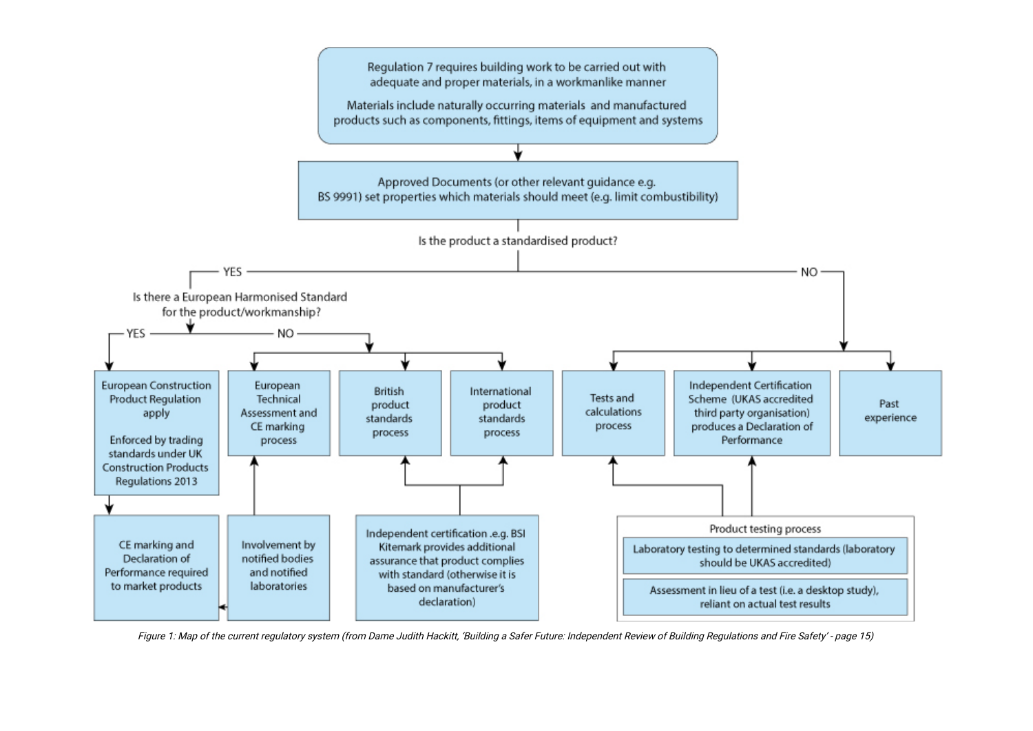Regulation 7 requires building work to be carried out with adequate and proper materials, in a workmanlike manner

Materials include naturally occurring materials and manufactured products such as components, fittings, items of equipment and systems

Approved Documents (or other relevant guidance e.g. BS 9991) set properties which materials should meet (e.g. limit combustibility)

Is the product a standardised product?

YES

NO

Is there a European Harmonised Standard for the product/workmanship?

YES

NO

European Construction Product Regulation apply

Enforced by trading standards under UK Construction Products Regulations 2013

European Technical Assessment and CE marking process

British product standards process

International product standards process

Tests and calculations process

Independent Certification Scheme (UKAS accredited third party organisation) produces a Declaration of Performance

Past experience

CE marking and Declaration of Performance required to market products

Involvement by notified bodies and notified laboratories

Independent certification .e.g. BSI Kitemark provides additional assurance that product complies with standard (otherwise it is based on manufacturer's declaration)

Product testing process

Laboratory testing to determined standards (laboratory should be UKAS accredited)

Assessment in lieu of a test (i.e. a desktop study), reliant on actual test results

*Figure 1: Map of the current regulatory system (from Dame Judith Hackitt, 'Building a Safer Future: Independent Review of Building Regulations and Fire Safety' - page 15)*